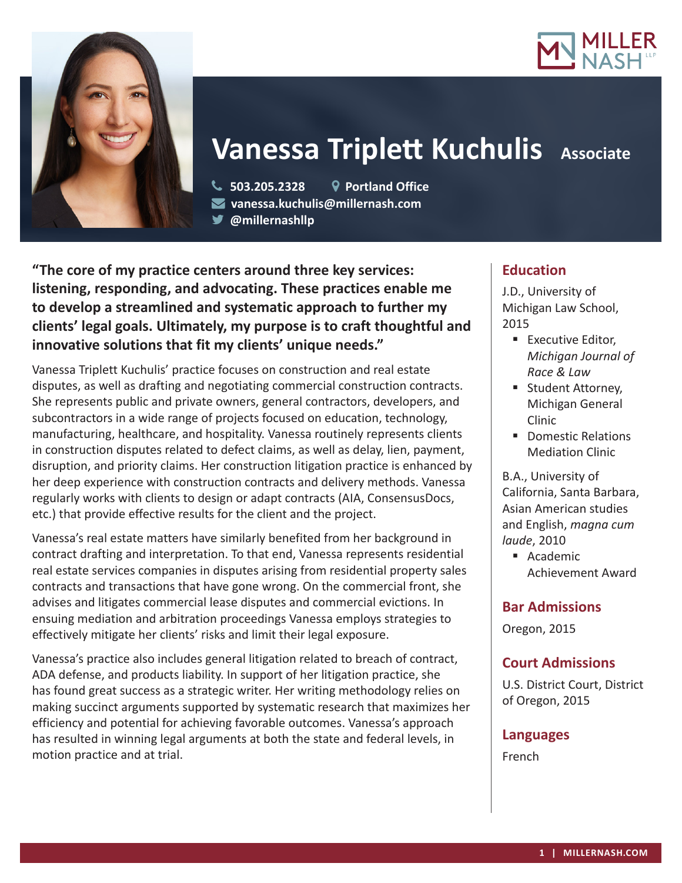# Vanessa Triplett Kuchulis

**Associate**

503.205.2328
Portland Office
vanessa.kuchulis@millernash.com
@millernashllp

**"The core of my practice centers around three key services: listening, responding, and advocating. These practices enable me to develop a streamlined and systematic approach to further my clients' legal goals. Ultimately, my purpose is to craft thoughtful and innovative solutions that fit my clients' unique needs."**

Vanessa Triplett Kuchulis' practice focuses on construction and real estate disputes, as well as drafting and negotiating commercial construction contracts. She represents public and private owners, general contractors, developers, and subcontractors in a wide range of projects focused on education, technology, manufacturing, healthcare, and hospitality. Vanessa routinely represents clients in construction disputes related to defect claims, as well as delay, lien, payment, disruption, and priority claims. Her construction litigation practice is enhanced by her deep experience with construction contracts and delivery methods. Vanessa regularly works with clients to design or adapt contracts (AIA, ConsensusDocs, etc.) that provide effective results for the client and the project.

Vanessa's real estate matters have similarly benefited from her background in contract drafting and interpretation. To that end, Vanessa represents residential real estate services companies in disputes arising from residential property sales contracts and transactions that have gone wrong. On the commercial front, she advises and litigates commercial lease disputes and commercial evictions. In ensuing mediation and arbitration proceedings Vanessa employs strategies to effectively mitigate her clients' risks and limit their legal exposure.

Vanessa's practice also includes general litigation related to breach of contract, ADA defense, and products liability. In support of her litigation practice, she has found great success as a strategic writer. Her writing methodology relies on making succinct arguments supported by systematic research that maximizes her efficiency and potential for achieving favorable outcomes. Vanessa's approach has resulted in winning legal arguments at both the state and federal levels, in motion practice and at trial.

## Education

J.D., University of Michigan Law School, 2015

- Executive Editor, *Michigan Journal of Race & Law*
- Student Attorney, Michigan General Clinic
- Domestic Relations Mediation Clinic

B.A., University of California, Santa Barbara, Asian American studies and English, *magna cum laude*, 2010

- Academic Achievement Award

## Bar Admissions

Oregon, 2015

## Court Admissions

U.S. District Court, District of Oregon, 2015

## Languages

French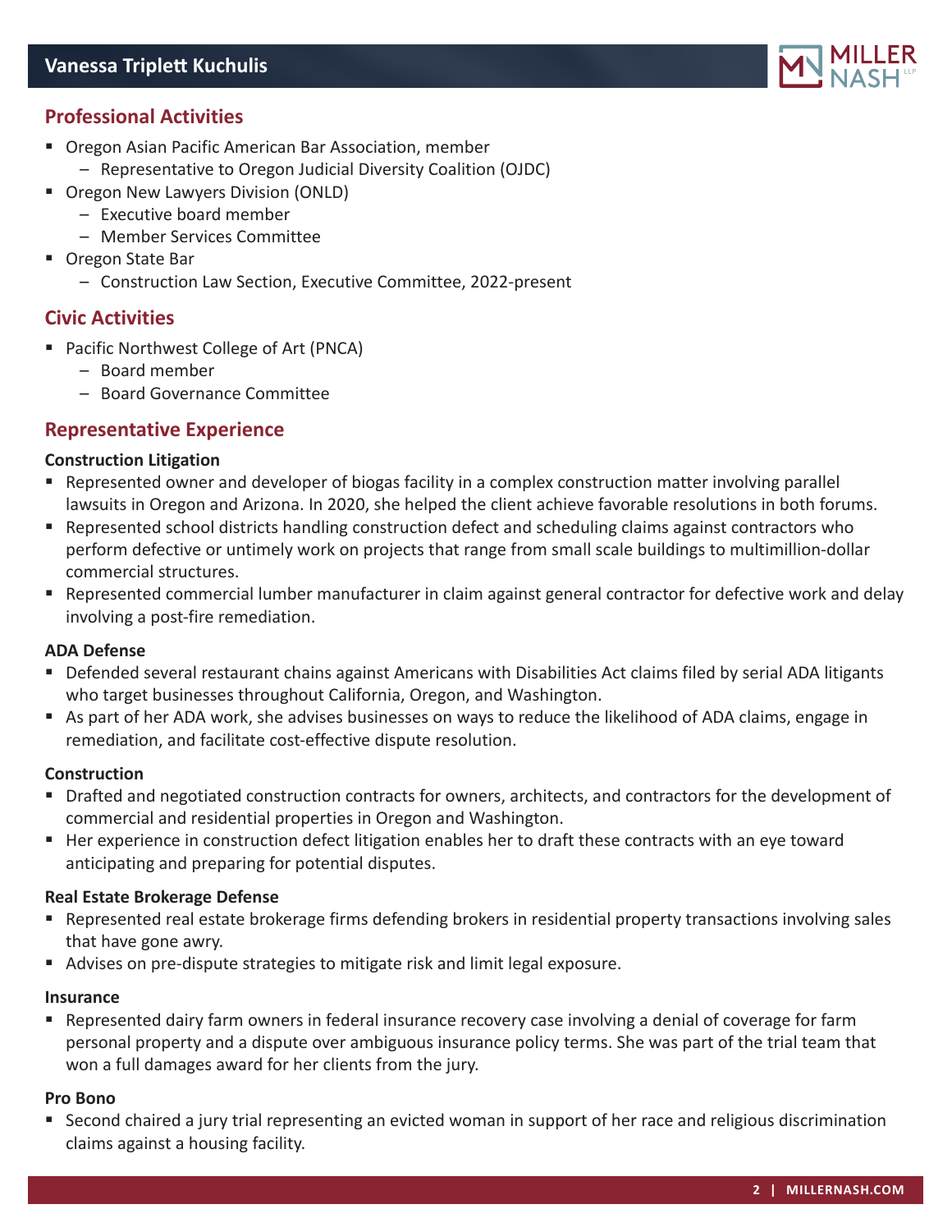## Professional Activities

- Oregon Asian Pacific American Bar Association, member
  - Representative to Oregon Judicial Diversity Coalition (OJDC)
- Oregon New Lawyers Division (ONLD)
  - Executive board member
  - Member Services Committee
- Oregon State Bar
  - Construction Law Section, Executive Committee, 2022-present

## Civic Activities

- Pacific Northwest College of Art (PNCA)
  - Board member
  - Board Governance Committee

## Representative Experience

**Construction Litigation**

- Represented owner and developer of biogas facility in a complex construction matter involving parallel lawsuits in Oregon and Arizona. In 2020, she helped the client achieve favorable resolutions in both forums.
- Represented school districts handling construction defect and scheduling claims against contractors who perform defective or untimely work on projects that range from small scale buildings to multimillion-dollar commercial structures.
- Represented commercial lumber manufacturer in claim against general contractor for defective work and delay involving a post-fire remediation.

**ADA Defense**

- Defended several restaurant chains against Americans with Disabilities Act claims filed by serial ADA litigants who target businesses throughout California, Oregon, and Washington.
- As part of her ADA work, she advises businesses on ways to reduce the likelihood of ADA claims, engage in remediation, and facilitate cost-effective dispute resolution.

**Construction**

- Drafted and negotiated construction contracts for owners, architects, and contractors for the development of commercial and residential properties in Oregon and Washington.
- Her experience in construction defect litigation enables her to draft these contracts with an eye toward anticipating and preparing for potential disputes.

**Real Estate Brokerage Defense**

- Represented real estate brokerage firms defending brokers in residential property transactions involving sales that have gone awry.
- Advises on pre-dispute strategies to mitigate risk and limit legal exposure.

**Insurance**

- Represented dairy farm owners in federal insurance recovery case involving a denial of coverage for farm personal property and a dispute over ambiguous insurance policy terms. She was part of the trial team that won a full damages award for her clients from the jury.

**Pro Bono**

- Second chaired a jury trial representing an evicted woman in support of her race and religious discrimination claims against a housing facility.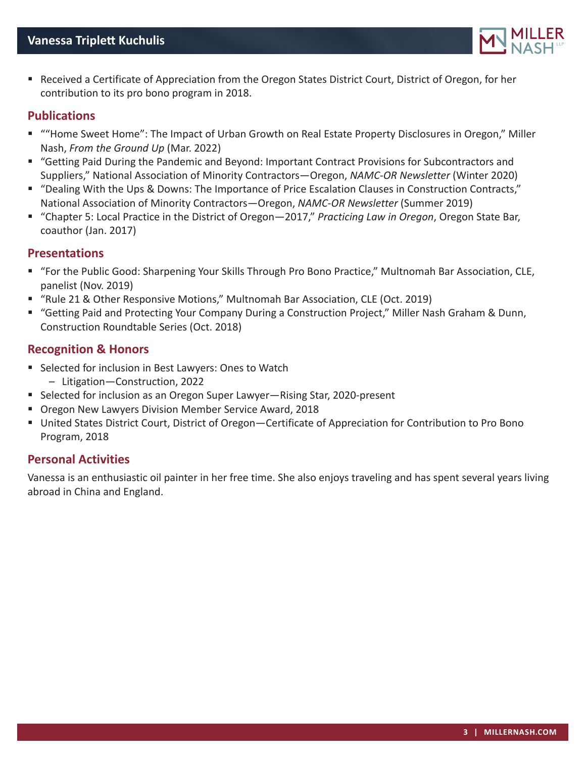- Received a Certificate of Appreciation from the Oregon States District Court, District of Oregon, for her contribution to its pro bono program in 2018.

## Publications

- ""Home Sweet Home": The Impact of Urban Growth on Real Estate Property Disclosures in Oregon," Miller Nash, *From the Ground Up* (Mar. 2022)
- "Getting Paid During the Pandemic and Beyond: Important Contract Provisions for Subcontractors and Suppliers," National Association of Minority Contractors—Oregon, *NAMC-OR Newsletter* (Winter 2020)
- "Dealing With the Ups & Downs: The Importance of Price Escalation Clauses in Construction Contracts," National Association of Minority Contractors—Oregon, *NAMC-OR Newsletter* (Summer 2019)
- "Chapter 5: Local Practice in the District of Oregon—2017," *Practicing Law in Oregon*, Oregon State Bar, coauthor (Jan. 2017)

## Presentations

- "For the Public Good: Sharpening Your Skills Through Pro Bono Practice," Multnomah Bar Association, CLE, panelist (Nov. 2019)
- "Rule 21 & Other Responsive Motions," Multnomah Bar Association, CLE (Oct. 2019)
- "Getting Paid and Protecting Your Company During a Construction Project," Miller Nash Graham & Dunn, Construction Roundtable Series (Oct. 2018)

## Recognition & Honors

- Selected for inclusion in Best Lawyers: Ones to Watch
  - Litigation—Construction, 2022
- Selected for inclusion as an Oregon Super Lawyer—Rising Star, 2020-present
- Oregon New Lawyers Division Member Service Award, 2018
- United States District Court, District of Oregon—Certificate of Appreciation for Contribution to Pro Bono Program, 2018

## Personal Activities

Vanessa is an enthusiastic oil painter in her free time. She also enjoys traveling and has spent several years living abroad in China and England.